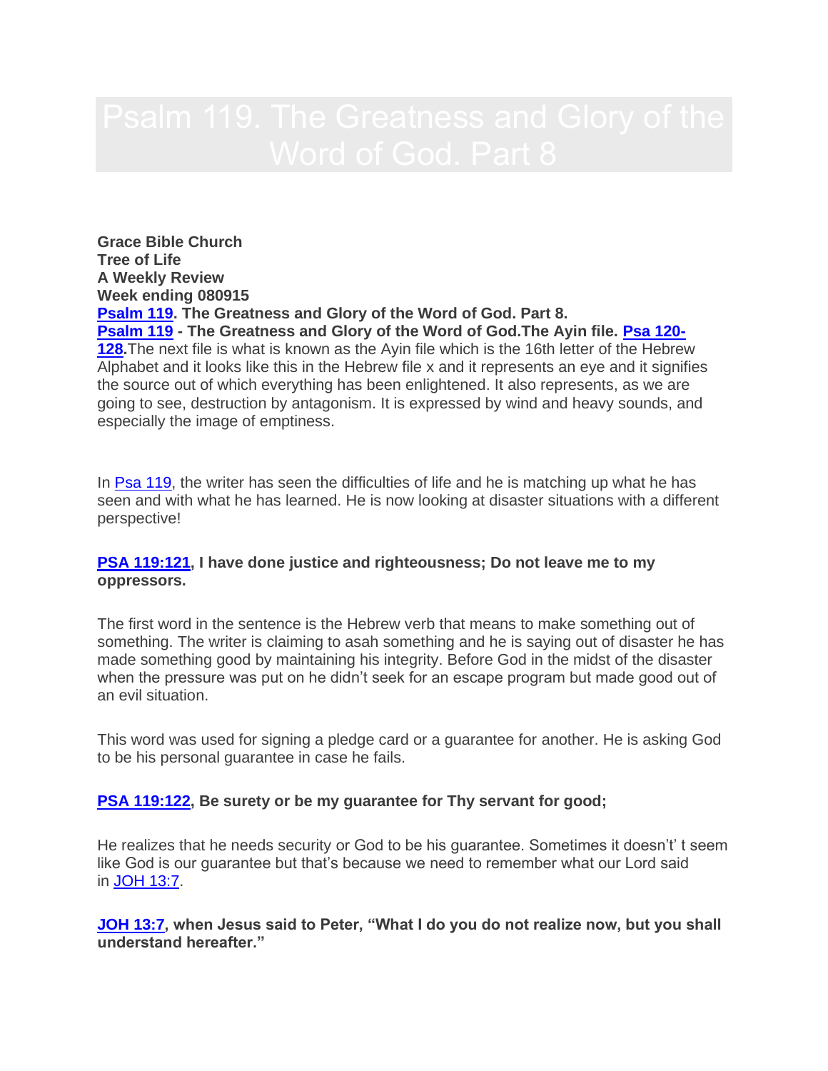# Psalm 119. The Greatness and Glory of the Word of God. Part 8

**Grace Bible Church**
**Tree of Life**
**A Weekly Review**
**Week ending 080915**
**Psalm 119. The Greatness and Glory of the Word of God. Part 8.**
**Psalm 119 - The Greatness and Glory of the Word of God.The Ayin file. Psa 120-128.**The next file is what is known as the Ayin file which is the 16th letter of the Hebrew Alphabet and it looks like this in the Hebrew file x and it represents an eye and it signifies the source out of which everything has been enlightened. It also represents, as we are going to see, destruction by antagonism. It is expressed by wind and heavy sounds, and especially the image of emptiness.

In Psa 119, the writer has seen the difficulties of life and he is matching up what he has seen and with what he has learned. He is now looking at disaster situations with a different perspective!

**PSA 119:121, I have done justice and righteousness; Do not leave me to my oppressors.**

The first word in the sentence is the Hebrew verb that means to make something out of something. The writer is claiming to asah something and he is saying out of disaster he has made something good by maintaining his integrity. Before God in the midst of the disaster when the pressure was put on he didn't seek for an escape program but made good out of an evil situation.

This word was used for signing a pledge card or a guarantee for another. He is asking God to be his personal guarantee in case he fails.

**PSA 119:122, Be surety or be my guarantee for Thy servant for good;**

He realizes that he needs security or God to be his guarantee. Sometimes it doesn't' t seem like God is our guarantee but that's because we need to remember what our Lord said in JOH 13:7.

**JOH 13:7, when Jesus said to Peter, "What I do you do not realize now, but you shall understand hereafter."**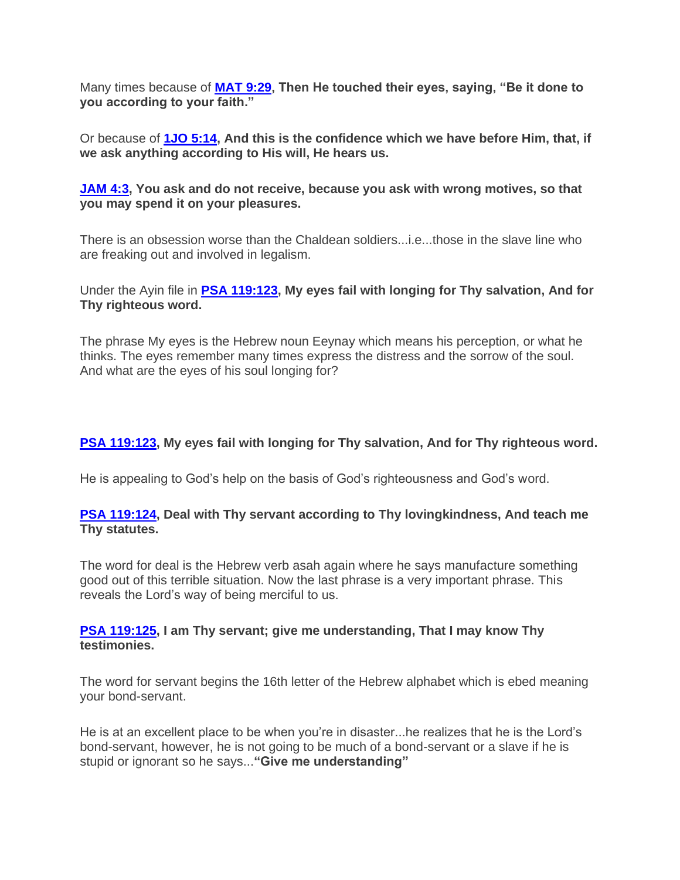Many times because of **MAT 9:29, Then He touched their eyes, saying, "Be it done to you according to your faith."**

Or because of **1JO 5:14, And this is the confidence which we have before Him, that, if we ask anything according to His will, He hears us.**

**JAM 4:3, You ask and do not receive, because you ask with wrong motives, so that you may spend it on your pleasures.**

There is an obsession worse than the Chaldean soldiers...i.e...those in the slave line who are freaking out and involved in legalism.

Under the Ayin file in **PSA 119:123, My eyes fail with longing for Thy salvation, And for Thy righteous word.**

The phrase My eyes is the Hebrew noun Eeynay which means his perception, or what he thinks. The eyes remember many times express the distress and the sorrow of the soul. And what are the eyes of his soul longing for?

**PSA 119:123, My eyes fail with longing for Thy salvation, And for Thy righteous word.**

He is appealing to God's help on the basis of God's righteousness and God's word.

**PSA 119:124, Deal with Thy servant according to Thy lovingkindness, And teach me Thy statutes.**

The word for deal is the Hebrew verb asah again where he says manufacture something good out of this terrible situation. Now the last phrase is a very important phrase. This reveals the Lord's way of being merciful to us.

**PSA 119:125, I am Thy servant; give me understanding, That I may know Thy testimonies.**

The word for servant begins the 16th letter of the Hebrew alphabet which is ebed meaning your bond-servant.

He is at an excellent place to be when you're in disaster...he realizes that he is the Lord's bond-servant, however, he is not going to be much of a bond-servant or a slave if he is stupid or ignorant so he says...**"Give me understanding"**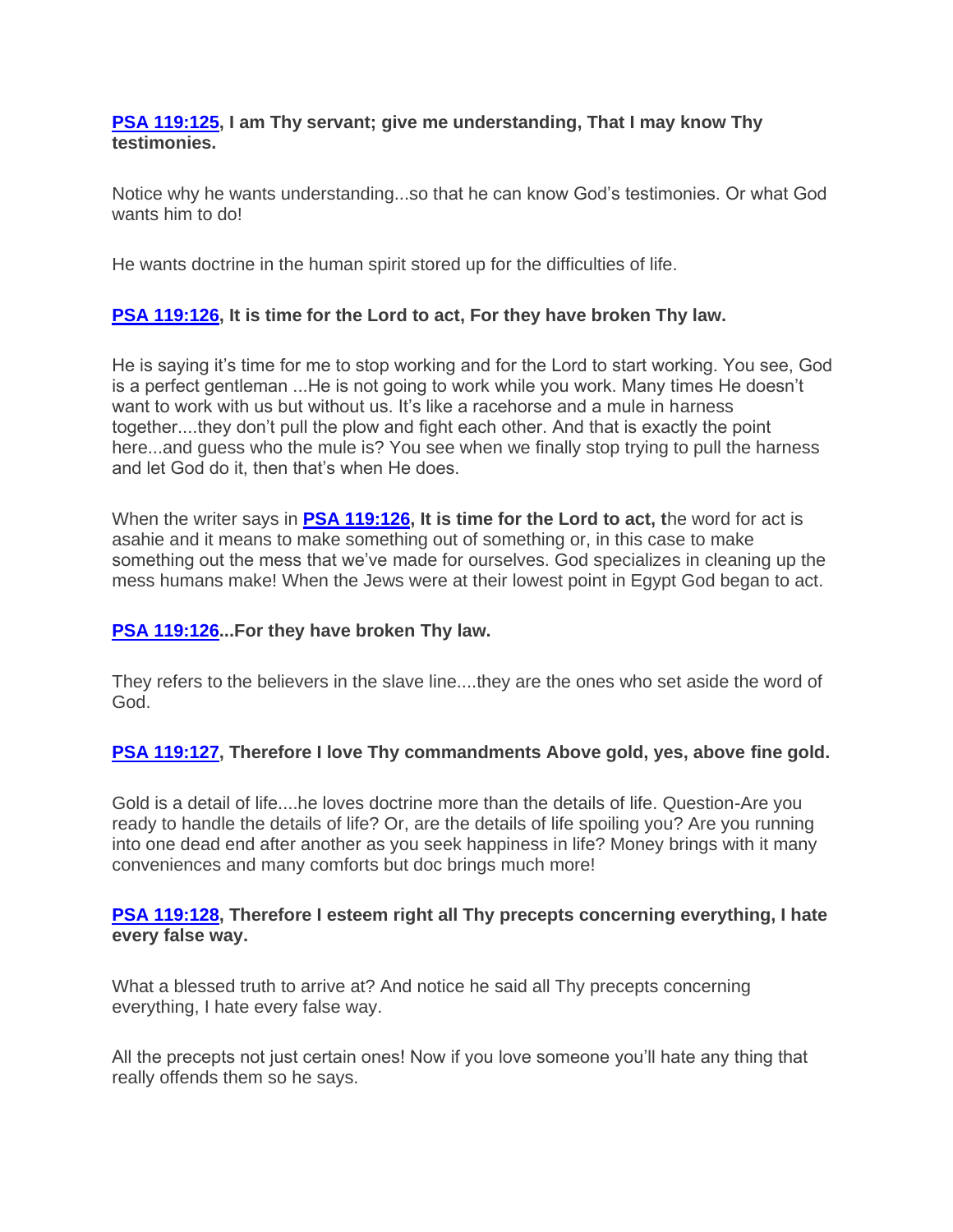**[PSA 119:125](), I am Thy servant; give me understanding, That I may know Thy testimonies.**

Notice why he wants understanding...so that he can know God's testimonies. Or what God wants him to do!

He wants doctrine in the human spirit stored up for the difficulties of life.

**[PSA 119:126](), It is time for the Lord to act, For they have broken Thy law.**

He is saying it's time for me to stop working and for the Lord to start working. You see, God is a perfect gentleman ...He is not going to work while you work. Many times He doesn't want to work with us but without us. It's like a racehorse and a mule in harness together....they don't pull the plow and fight each other. And that is exactly the point here...and guess who the mule is? You see when we finally stop trying to pull the harness and let God do it, then that's when He does.

When the writer says in **[PSA 119:126](), It is time for the Lord to act, t**he word for act is asahie and it means to make something out of something or, in this case to make something out the mess that we've made for ourselves. God specializes in cleaning up the mess humans make! When the Jews were at their lowest point in Egypt God began to act.

**[PSA 119:126]()...For they have broken Thy law.**

They refers to the believers in the slave line....they are the ones who set aside the word of God.

**[PSA 119:127](), Therefore I love Thy commandments Above gold, yes, above fine gold.**

Gold is a detail of life....he loves doctrine more than the details of life. Question-Are you ready to handle the details of life? Or, are the details of life spoiling you? Are you running into one dead end after another as you seek happiness in life? Money brings with it many conveniences and many comforts but doc brings much more!

**[PSA 119:128](), Therefore I esteem right all Thy precepts concerning everything, I hate every false way.**

What a blessed truth to arrive at? And notice he said all Thy precepts concerning everything, I hate every false way.

All the precepts not just certain ones! Now if you love someone you'll hate any thing that really offends them so he says.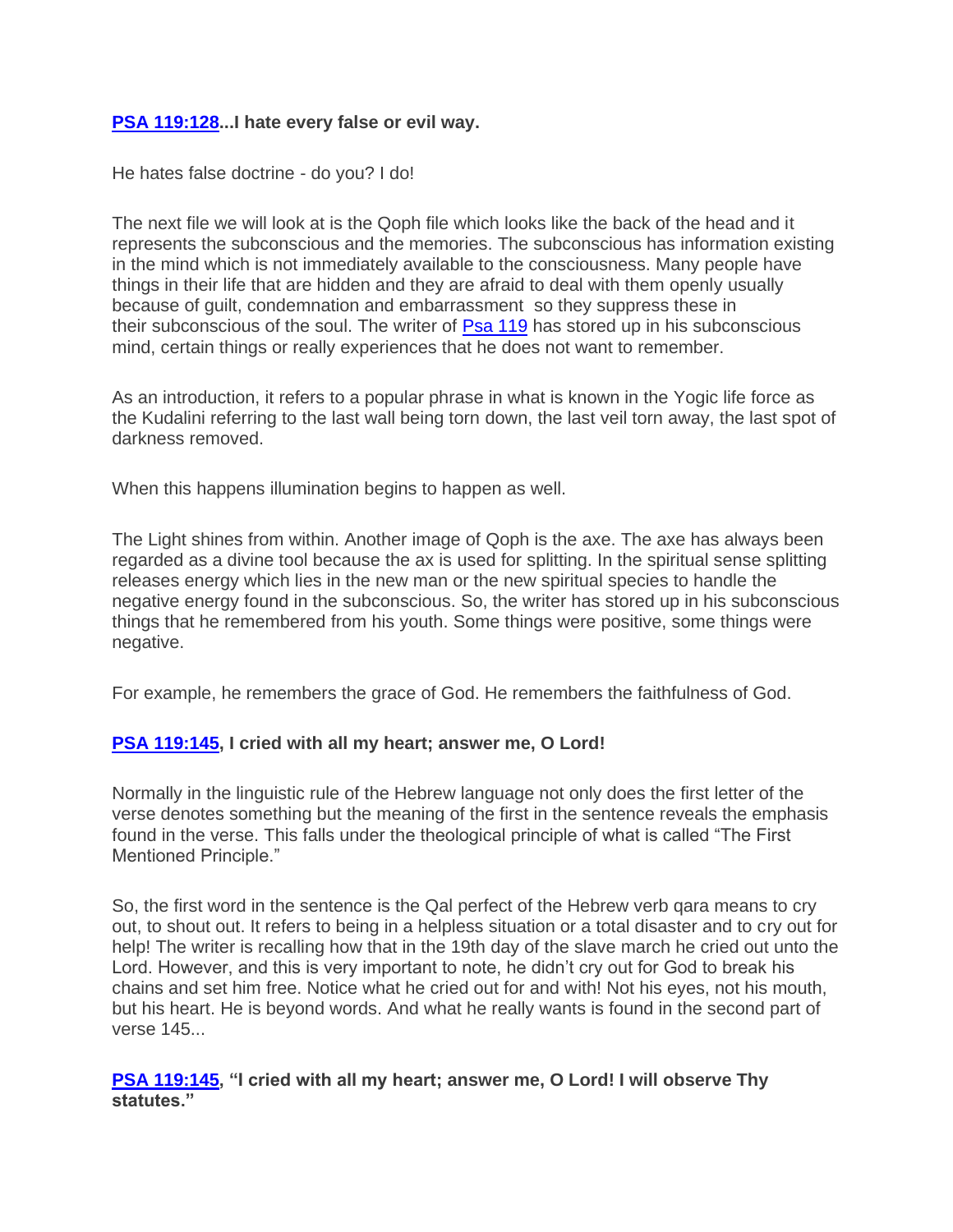**[PSA 119:128](#)...I hate every false or evil way.**

He hates false doctrine - do you? I do!

The next file we will look at is the Qoph file which looks like the back of the head and it represents the subconscious and the memories. The subconscious has information existing in the mind which is not immediately available to the consciousness. Many people have things in their life that are hidden and they are afraid to deal with them openly usually because of guilt, condemnation and embarrassment so they suppress these in their subconscious of the soul. The writer of [Psa 119](#) has stored up in his subconscious mind, certain things or really experiences that he does not want to remember.

As an introduction, it refers to a popular phrase in what is known in the Yogic life force as the Kudalini referring to the last wall being torn down, the last veil torn away, the last spot of darkness removed.

When this happens illumination begins to happen as well.

The Light shines from within. Another image of Qoph is the axe. The axe has always been regarded as a divine tool because the ax is used for splitting. In the spiritual sense splitting releases energy which lies in the new man or the new spiritual species to handle the negative energy found in the subconscious. So, the writer has stored up in his subconscious things that he remembered from his youth. Some things were positive, some things were negative.

For example, he remembers the grace of God. He remembers the faithfulness of God.

**[PSA 119:145](#), I cried with all my heart; answer me, O Lord!**

Normally in the linguistic rule of the Hebrew language not only does the first letter of the verse denotes something but the meaning of the first in the sentence reveals the emphasis found in the verse. This falls under the theological principle of what is called "The First Mentioned Principle."

So, the first word in the sentence is the Qal perfect of the Hebrew verb qara means to cry out, to shout out. It refers to being in a helpless situation or a total disaster and to cry out for help! The writer is recalling how that in the 19th day of the slave march he cried out unto the Lord. However, and this is very important to note, he didn't cry out for God to break his chains and set him free. Notice what he cried out for and with! Not his eyes, not his mouth, but his heart. He is beyond words. And what he really wants is found in the second part of verse 145...

**[PSA 119:145](#), "I cried with all my heart; answer me, O Lord! I will observe Thy statutes."**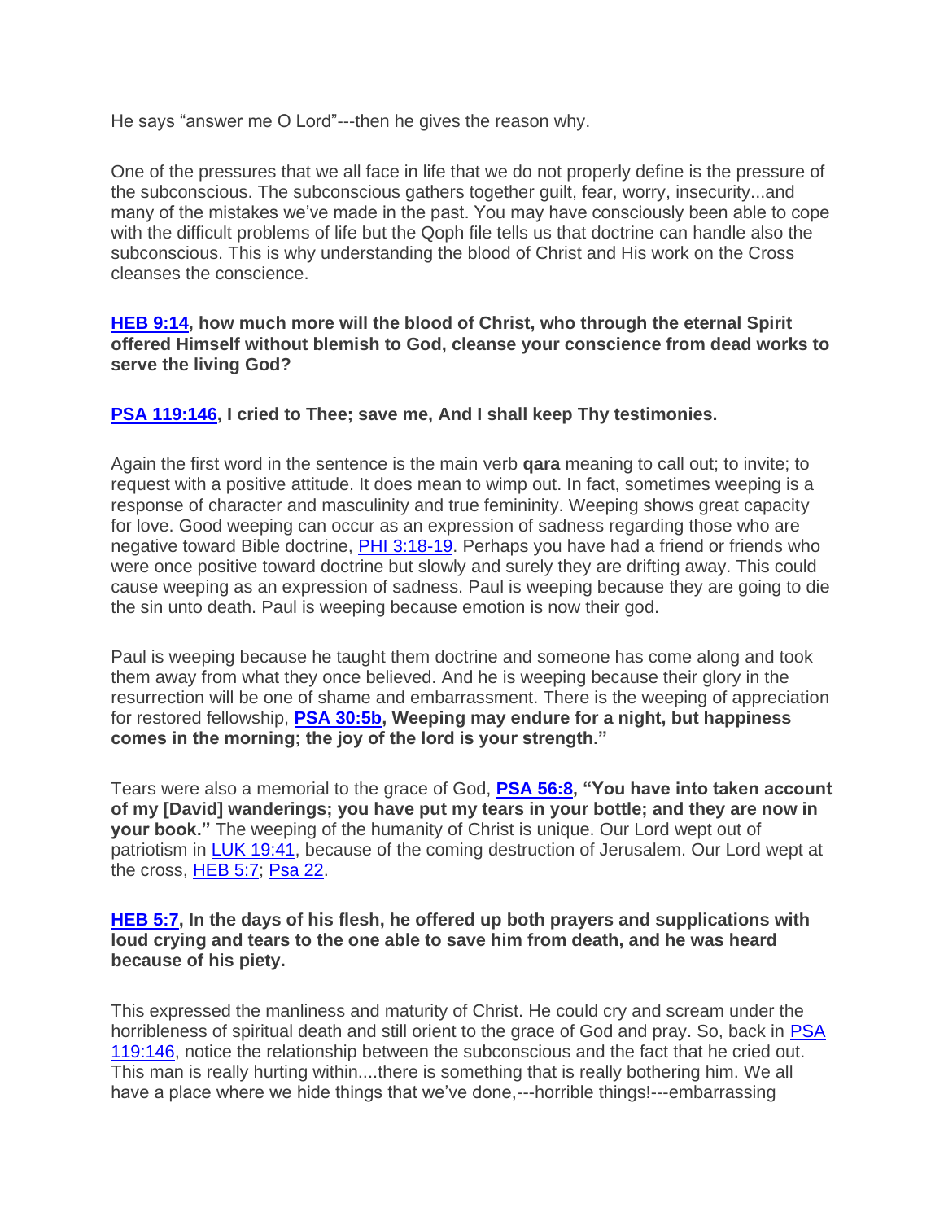He says “answer me O Lord”---then he gives the reason why.

One of the pressures that we all face in life that we do not properly define is the pressure of the subconscious. The subconscious gathers together guilt, fear, worry, insecurity...and many of the mistakes we’ve made in the past. You may have consciously been able to cope with the difficult problems of life but the Qoph file tells us that doctrine can handle also the subconscious. This is why understanding the blood of Christ and His work on the Cross cleanses the conscience.

**HEB 9:14, how much more will the blood of Christ, who through the eternal Spirit offered Himself without blemish to God, cleanse your conscience from dead works to serve the living God?**

**PSA 119:146, I cried to Thee; save me, And I shall keep Thy testimonies.**

Again the first word in the sentence is the main verb **qara** meaning to call out; to invite; to request with a positive attitude. It does mean to wimp out. In fact, sometimes weeping is a response of character and masculinity and true femininity. Weeping shows great capacity for love. Good weeping can occur as an expression of sadness regarding those who are negative toward Bible doctrine, PHI 3:18-19. Perhaps you have had a friend or friends who were once positive toward doctrine but slowly and surely they are drifting away. This could cause weeping as an expression of sadness. Paul is weeping because they are going to die the sin unto death. Paul is weeping because emotion is now their god.

Paul is weeping because he taught them doctrine and someone has come along and took them away from what they once believed. And he is weeping because their glory in the resurrection will be one of shame and embarrassment. There is the weeping of appreciation for restored fellowship, **PSA 30:5b, Weeping may endure for a night, but happiness comes in the morning; the joy of the lord is your strength.”**

Tears were also a memorial to the grace of God, **PSA 56:8, “You have into taken account of my [David] wanderings; you have put my tears in your bottle; and they are now in your book.”** The weeping of the humanity of Christ is unique. Our Lord wept out of patriotism in LUK 19:41, because of the coming destruction of Jerusalem. Our Lord wept at the cross, HEB 5:7; Psa 22.

**HEB 5:7, In the days of his flesh, he offered up both prayers and supplications with loud crying and tears to the one able to save him from death, and he was heard because of his piety.**

This expressed the manliness and maturity of Christ. He could cry and scream under the horribleness of spiritual death and still orient to the grace of God and pray. So, back in PSA 119:146, notice the relationship between the subconscious and the fact that he cried out. This man is really hurting within....there is something that is really bothering him. We all have a place where we hide things that we’ve done,---horrible things!---embarrassing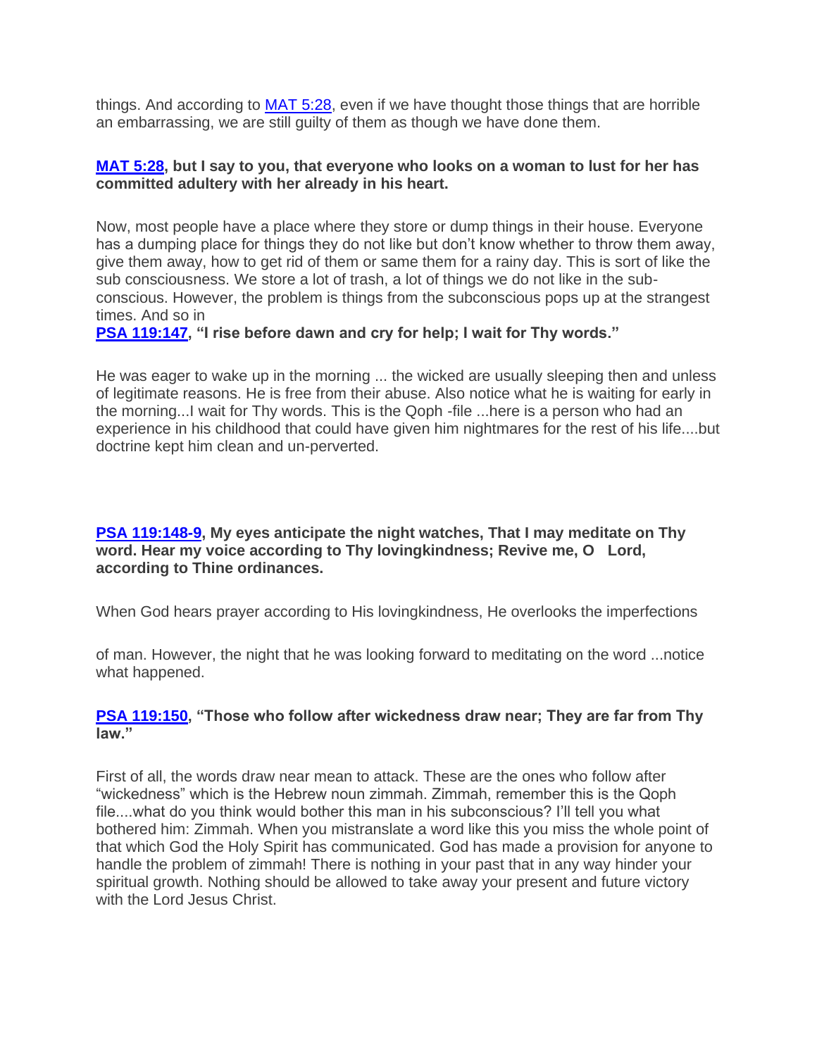things. And according to MAT 5:28, even if we have thought those things that are horrible an embarrassing, we are still guilty of them as though we have done them.

**MAT 5:28, but I say to you, that everyone who looks on a woman to lust for her has committed adultery with her already in his heart.**

Now, most people have a place where they store or dump things in their house. Everyone has a dumping place for things they do not like but don't know whether to throw them away, give them away, how to get rid of them or same them for a rainy day. This is sort of like the sub consciousness. We store a lot of trash, a lot of things we do not like in the sub-conscious. However, the problem is things from the subconscious pops up at the strangest times. And so in

**PSA 119:147, "I rise before dawn and cry for help; I wait for Thy words."**

He was eager to wake up in the morning ... the wicked are usually sleeping then and unless of legitimate reasons. He is free from their abuse. Also notice what he is waiting for early in the morning...I wait for Thy words. This is the Qoph -file ...here is a person who had an experience in his childhood that could have given him nightmares for the rest of his life....but doctrine kept him clean and un-perverted.

**PSA 119:148-9, My eyes anticipate the night watches, That I may meditate on Thy word. Hear my voice according to Thy lovingkindness; Revive me, O Lord, according to Thine ordinances.**

When God hears prayer according to His lovingkindness, He overlooks the imperfections

of man. However, the night that he was looking forward to meditating on the word ...notice what happened.

**PSA 119:150, "Those who follow after wickedness draw near; They are far from Thy law."**

First of all, the words draw near mean to attack. These are the ones who follow after "wickedness" which is the Hebrew noun zimmah. Zimmah, remember this is the Qoph file....what do you think would bother this man in his subconscious? I'll tell you what bothered him: Zimmah. When you mistranslate a word like this you miss the whole point of that which God the Holy Spirit has communicated. God has made a provision for anyone to handle the problem of zimmah! There is nothing in your past that in any way hinder your spiritual growth. Nothing should be allowed to take away your present and future victory with the Lord Jesus Christ.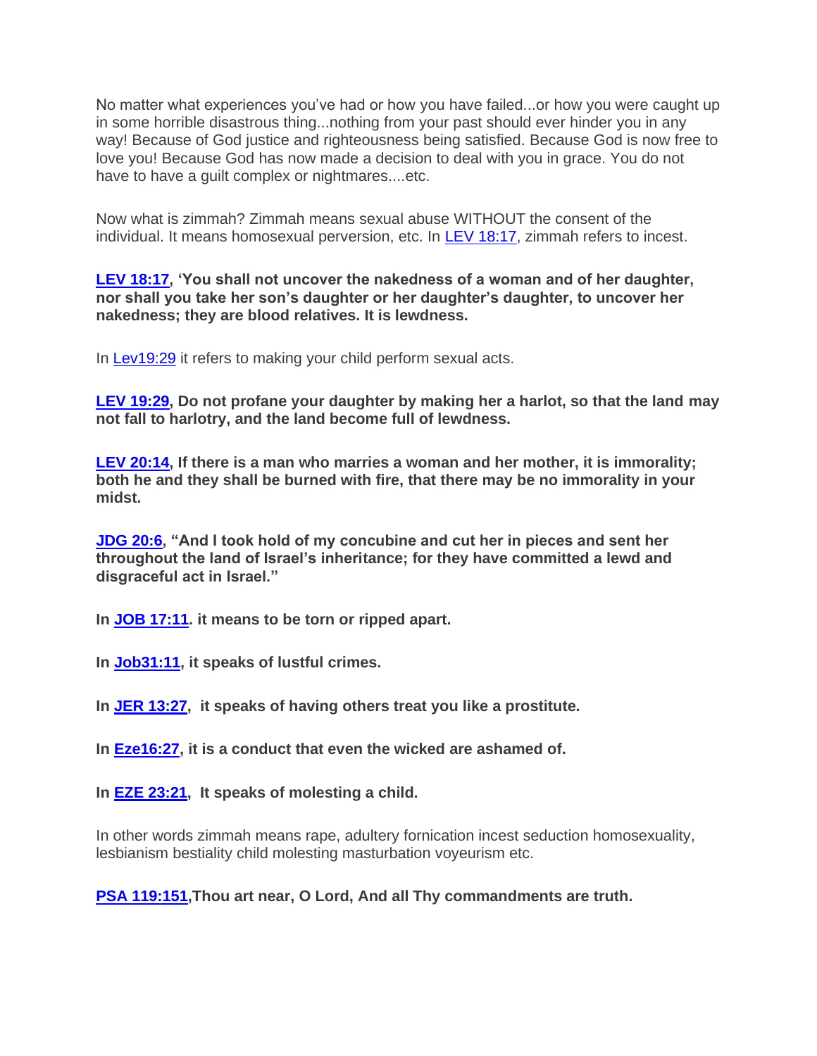No matter what experiences you've had or how you have failed...or how you were caught up in some horrible disastrous thing...nothing from your past should ever hinder you in any way! Because of God justice and righteousness being satisfied. Because God is now free to love you! Because God has now made a decision to deal with you in grace. You do not have to have a guilt complex or nightmares....etc.

Now what is zimmah? Zimmah means sexual abuse WITHOUT the consent of the individual. It means homosexual perversion, etc. In LEV 18:17, zimmah refers to incest.

**LEV 18:17, 'You shall not uncover the nakedness of a woman and of her daughter, nor shall you take her son's daughter or her daughter's daughter, to uncover her nakedness; they are blood relatives. It is lewdness.**

In Lev19:29 it refers to making your child perform sexual acts.

**LEV 19:29, Do not profane your daughter by making her a harlot, so that the land may not fall to harlotry, and the land become full of lewdness.**

**LEV 20:14, If there is a man who marries a woman and her mother, it is immorality; both he and they shall be burned with fire, that there may be no immorality in your midst.**

**JDG 20:6, "And I took hold of my concubine and cut her in pieces and sent her throughout the land of Israel's inheritance; for they have committed a lewd and disgraceful act in Israel."**

**In JOB 17:11. it means to be torn or ripped apart.**

**In Job31:11, it speaks of lustful crimes.**

**In JER 13:27, it speaks of having others treat you like a prostitute.**

**In Eze16:27, it is a conduct that even the wicked are ashamed of.**

**In EZE 23:21, It speaks of molesting a child.**

In other words zimmah means rape, adultery fornication incest seduction homosexuality, lesbianism bestiality child molesting masturbation voyeurism etc.

**PSA 119:151,Thou art near, O Lord, And all Thy commandments are truth.**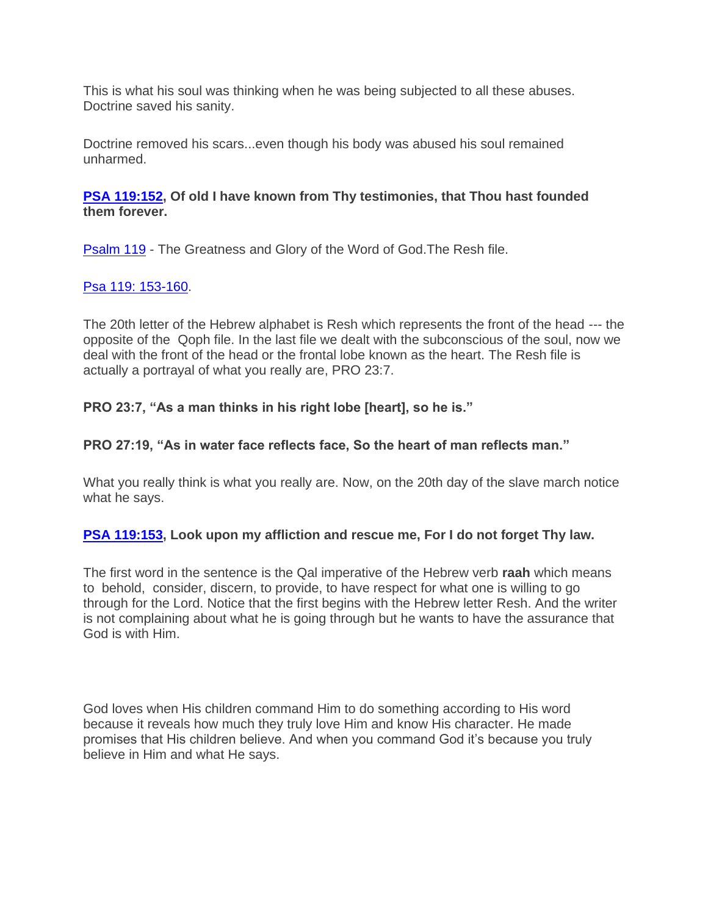This is what his soul was thinking when he was being subjected to all these abuses. Doctrine saved his sanity.

Doctrine removed his scars...even though his body was abused his soul remained unharmed.

**PSA 119:152, Of old I have known from Thy testimonies, that Thou hast founded them forever.**

Psalm 119 - The Greatness and Glory of the Word of God.The Resh file.

Psa 119: 153-160.

The 20th letter of the Hebrew alphabet is Resh which represents the front of the head --- the opposite of the  Qoph file. In the last file we dealt with the subconscious of the soul, now we deal with the front of the head or the frontal lobe known as the heart. The Resh file is actually a portrayal of what you really are, PRO 23:7.

**PRO 23:7, "As a man thinks in his right lobe [heart], so he is."**

**PRO 27:19, "As in water face reflects face, So the heart of man reflects man."**

What you really think is what you really are. Now, on the 20th day of the slave march notice what he says.

**PSA 119:153, Look upon my affliction and rescue me, For I do not forget Thy law.**

The first word in the sentence is the Qal imperative of the Hebrew verb **raah** which means to  behold,  consider, discern, to provide, to have respect for what one is willing to go through for the Lord. Notice that the first begins with the Hebrew letter Resh. And the writer is not complaining about what he is going through but he wants to have the assurance that God is with Him.

God loves when His children command Him to do something according to His word because it reveals how much they truly love Him and know His character. He made promises that His children believe. And when you command God it's because you truly believe in Him and what He says.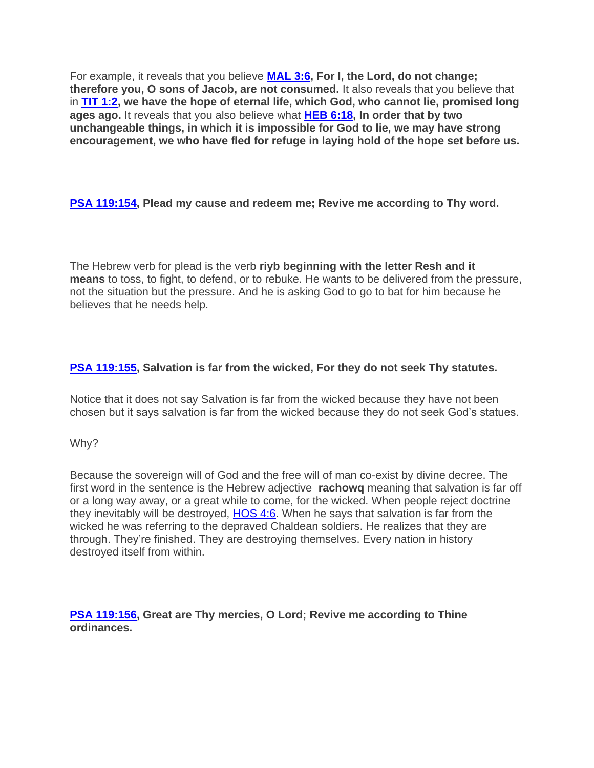For example, it reveals that you believe **MAL 3:6, For I, the Lord, do not change; therefore you, O sons of Jacob, are not consumed.** It also reveals that you believe that in **TIT 1:2, we have the hope of eternal life, which God, who cannot lie, promised long ages ago.** It reveals that you also believe what **HEB 6:18, In order that by two unchangeable things, in which it is impossible for God to lie, we may have strong encouragement, we who have fled for refuge in laying hold of the hope set before us.**

**PSA 119:154, Plead my cause and redeem me; Revive me according to Thy word.**

The Hebrew verb for plead is the verb **riyb beginning with the letter Resh and it means** to toss, to fight, to defend, or to rebuke. He wants to be delivered from the pressure, not the situation but the pressure. And he is asking God to go to bat for him because he believes that he needs help.

**PSA 119:155, Salvation is far from the wicked, For they do not seek Thy statutes.**

Notice that it does not say Salvation is far from the wicked because they have not been chosen but it says salvation is far from the wicked because they do not seek God's statues.

Why?

Because the sovereign will of God and the free will of man co-exist by divine decree. The first word in the sentence is the Hebrew adjective **rachowq** meaning that salvation is far off or a long way away, or a great while to come, for the wicked. When people reject doctrine they inevitably will be destroyed, HOS 4:6. When he says that salvation is far from the wicked he was referring to the depraved Chaldean soldiers. He realizes that they are through. They're finished. They are destroying themselves. Every nation in history destroyed itself from within.

**PSA 119:156, Great are Thy mercies, O Lord; Revive me according to Thine ordinances.**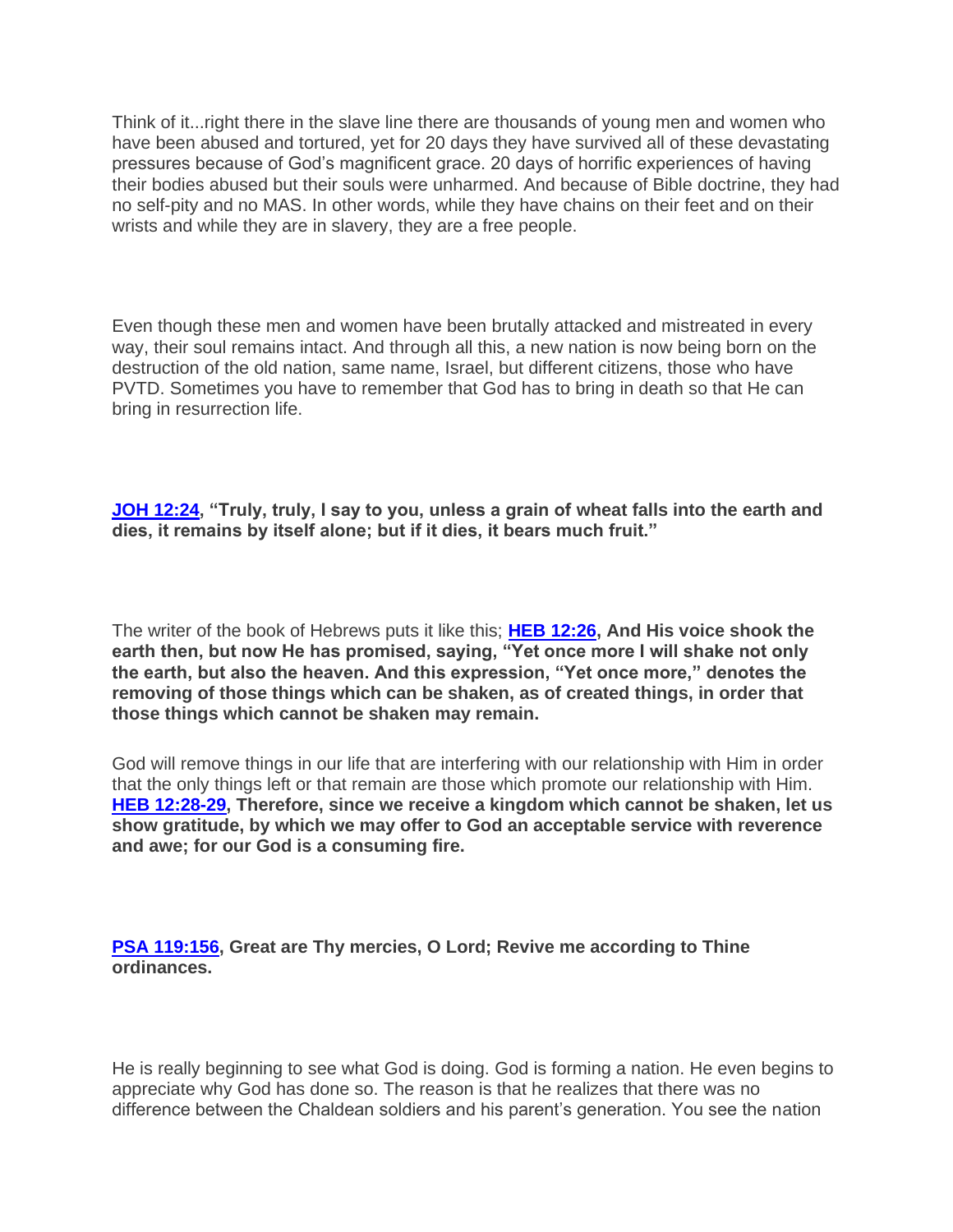Think of it...right there in the slave line there are thousands of young men and women who have been abused and tortured, yet for 20 days they have survived all of these devastating pressures because of God's magnificent grace. 20 days of horrific experiences of having their bodies abused but their souls were unharmed. And because of Bible doctrine, they had no self-pity and no MAS. In other words, while they have chains on their feet and on their wrists and while they are in slavery, they are a free people.

Even though these men and women have been brutally attacked and mistreated in every way, their soul remains intact. And through all this, a new nation is now being born on the destruction of the old nation, same name, Israel, but different citizens, those who have PVTD. Sometimes you have to remember that God has to bring in death so that He can bring in resurrection life.

**[JOH 12:24](), "Truly, truly, I say to you, unless a grain of wheat falls into the earth and dies, it remains by itself alone; but if it dies, it bears much fruit."**

The writer of the book of Hebrews puts it like this; **[HEB 12:26](), And His voice shook the earth then, but now He has promised, saying, "Yet once more I will shake not only the earth, but also the heaven. And this expression, "Yet once more," denotes the removing of those things which can be shaken, as of created things, in order that those things which cannot be shaken may remain.**

God will remove things in our life that are interfering with our relationship with Him in order that the only things left or that remain are those which promote our relationship with Him. **[HEB 12:28-29](), Therefore, since we receive a kingdom which cannot be shaken, let us show gratitude, by which we may offer to God an acceptable service with reverence and awe; for our God is a consuming fire.**

**[PSA 119:156](), Great are Thy mercies, O Lord; Revive me according to Thine ordinances.**

He is really beginning to see what God is doing. God is forming a nation. He even begins to appreciate why God has done so. The reason is that he realizes that there was no difference between the Chaldean soldiers and his parent's generation. You see the nation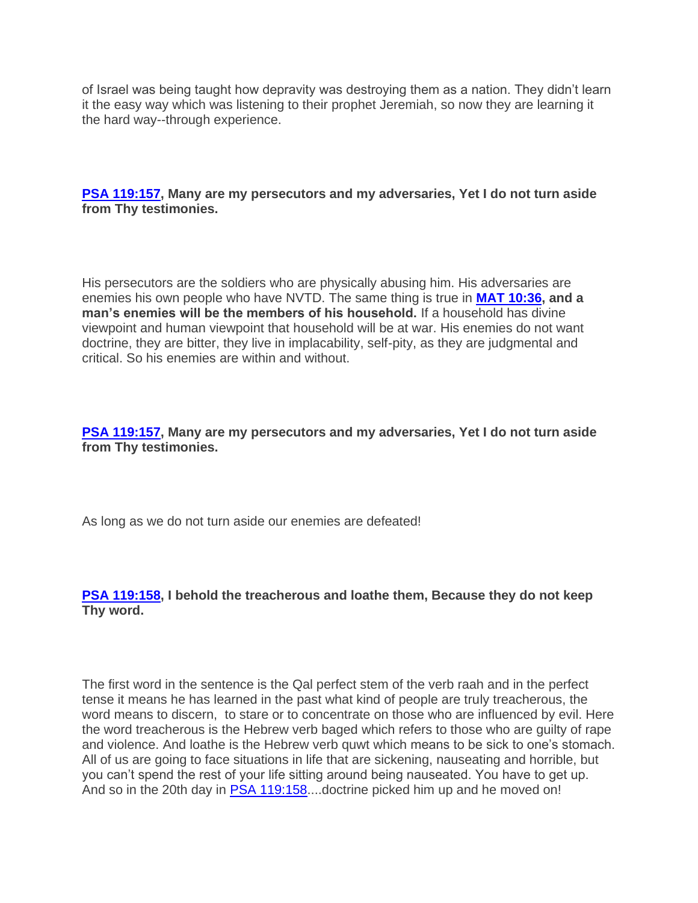of Israel was being taught how depravity was destroying them as a nation. They didn't learn it the easy way which was listening to their prophet Jeremiah, so now they are learning it the hard way--through experience.

**PSA 119:157, Many are my persecutors and my adversaries, Yet I do not turn aside from Thy testimonies.**

His persecutors are the soldiers who are physically abusing him. His adversaries are enemies his own people who have NVTD. The same thing is true in **MAT 10:36, and a man's enemies will be the members of his household.** If a household has divine viewpoint and human viewpoint that household will be at war. His enemies do not want doctrine, they are bitter, they live in implacability, self-pity, as they are judgmental and critical. So his enemies are within and without.

**PSA 119:157, Many are my persecutors and my adversaries, Yet I do not turn aside from Thy testimonies.**

As long as we do not turn aside our enemies are defeated!

**PSA 119:158, I behold the treacherous and loathe them, Because they do not keep Thy word.**

The first word in the sentence is the Qal perfect stem of the verb raah and in the perfect tense it means he has learned in the past what kind of people are truly treacherous, the word means to discern, to stare or to concentrate on those who are influenced by evil. Here the word treacherous is the Hebrew verb baged which refers to those who are guilty of rape and violence. And loathe is the Hebrew verb quwt which means to be sick to one's stomach. All of us are going to face situations in life that are sickening, nauseating and horrible, but you can't spend the rest of your life sitting around being nauseated. You have to get up. And so in the 20th day in PSA 119:158....doctrine picked him up and he moved on!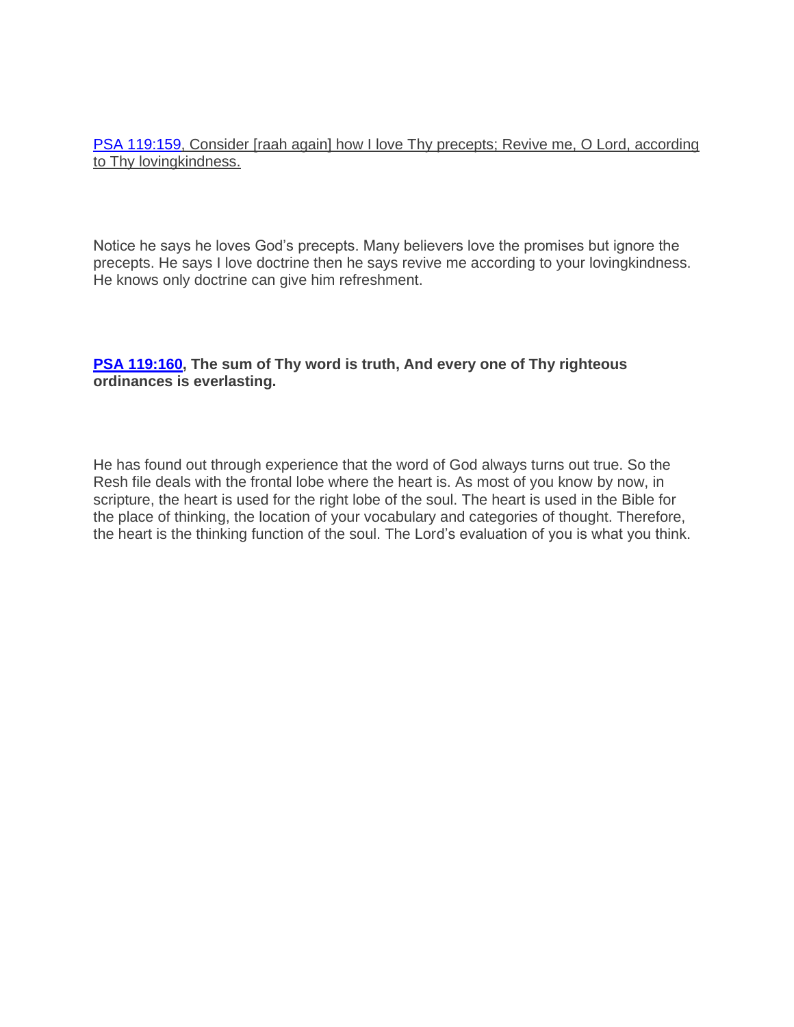PSA 119:159, Consider [raah again] how I love Thy precepts; Revive me, O Lord, according to Thy lovingkindness.

Notice he says he loves God's precepts. Many believers love the promises but ignore the precepts. He says I love doctrine then he says revive me according to your lovingkindness. He knows only doctrine can give him refreshment.

**PSA 119:160, The sum of Thy word is truth, And every one of Thy righteous ordinances is everlasting.**

He has found out through experience that the word of God always turns out true. So the Resh file deals with the frontal lobe where the heart is. As most of you know by now, in scripture, the heart is used for the right lobe of the soul. The heart is used in the Bible for the place of thinking, the location of your vocabulary and categories of thought. Therefore, the heart is the thinking function of the soul. The Lord's evaluation of you is what you think.